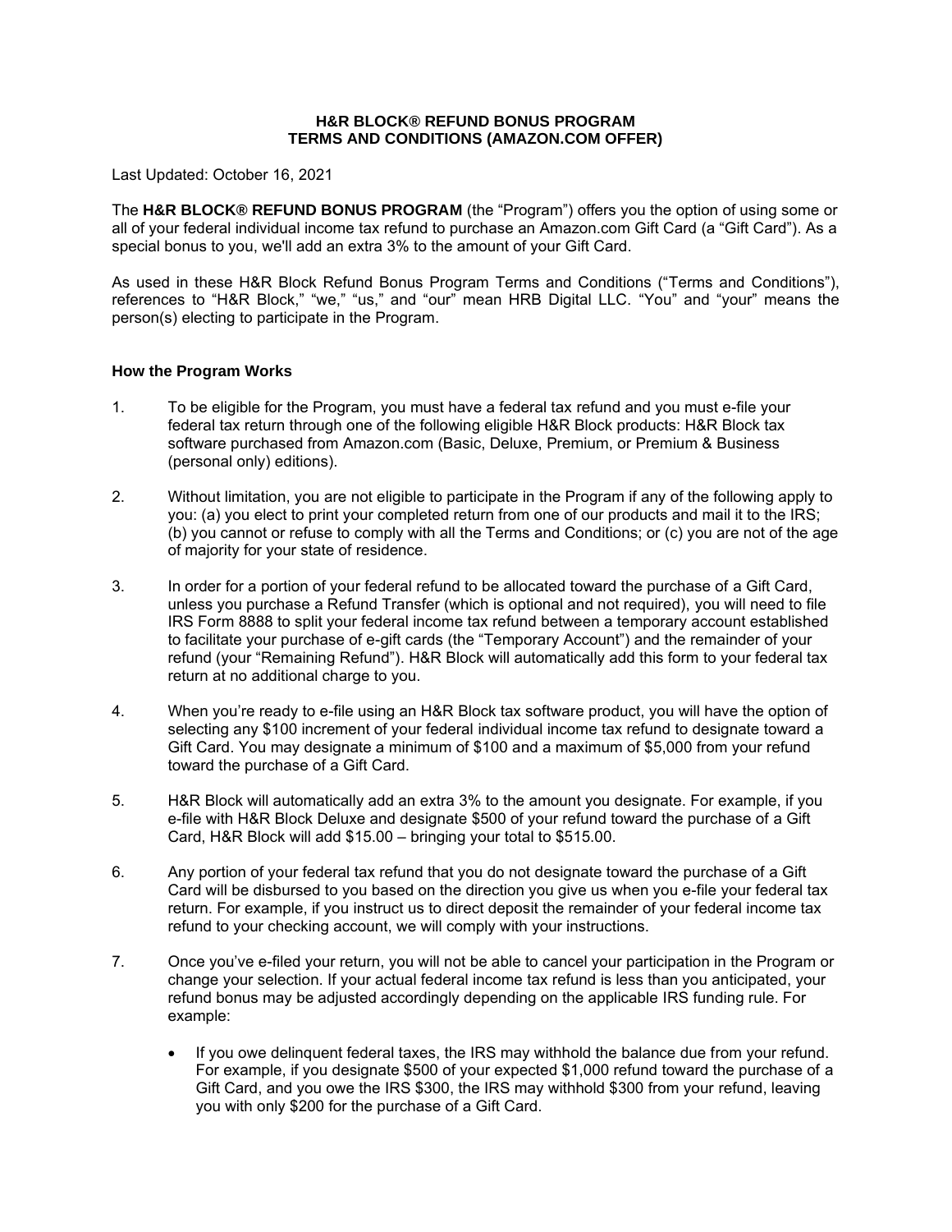# H&R BLOCK® REFUND BONUS PROGRAM
# TERMS AND CONDITIONS (AMAZON.COM OFFER)

Last Updated: October 16, 2021

The **H&R BLOCK® REFUND BONUS PROGRAM** (the "Program") offers you the option of using some or all of your federal individual income tax refund to purchase an Amazon.com Gift Card (a "Gift Card"). As a special bonus to you, we'll add an extra 3% to the amount of your Gift Card.

As used in these H&R Block Refund Bonus Program Terms and Conditions ("Terms and Conditions"), references to "H&R Block," "we," "us," and "our" mean HRB Digital LLC. "You" and "your" means the person(s) electing to participate in the Program.

### How the Program Works

1. To be eligible for the Program, you must have a federal tax refund and you must e-file your federal tax return through one of the following eligible H&R Block products: H&R Block tax software purchased from Amazon.com (Basic, Deluxe, Premium, or Premium & Business (personal only) editions).

2. Without limitation, you are not eligible to participate in the Program if any of the following apply to you: (a) you elect to print your completed return from one of our products and mail it to the IRS; (b) you cannot or refuse to comply with all the Terms and Conditions; or (c) you are not of the age of majority for your state of residence.

3. In order for a portion of your federal refund to be allocated toward the purchase of a Gift Card, unless you purchase a Refund Transfer (which is optional and not required), you will need to file IRS Form 8888 to split your federal income tax refund between a temporary account established to facilitate your purchase of e-gift cards (the "Temporary Account") and the remainder of your refund (your "Remaining Refund"). H&R Block will automatically add this form to your federal tax return at no additional charge to you.

4. When you're ready to e-file using an H&R Block tax software product, you will have the option of selecting any $100 increment of your federal individual income tax refund to designate toward a Gift Card. You may designate a minimum of $100 and a maximum of $5,000 from your refund toward the purchase of a Gift Card.

5. H&R Block will automatically add an extra 3% to the amount you designate. For example, if you e-file with H&R Block Deluxe and designate $500 of your refund toward the purchase of a Gift Card, H&R Block will add $15.00 – bringing your total to $515.00.

6. Any portion of your federal tax refund that you do not designate toward the purchase of a Gift Card will be disbursed to you based on the direction you give us when you e-file your federal tax return. For example, if you instruct us to direct deposit the remainder of your federal income tax refund to your checking account, we will comply with your instructions.

7. Once you've e-filed your return, you will not be able to cancel your participation in the Program or change your selection. If your actual federal income tax refund is less than you anticipated, your refund bonus may be adjusted accordingly depending on the applicable IRS funding rule. For example:

   - If you owe delinquent federal taxes, the IRS may withhold the balance due from your refund. For example, if you designate $500 of your expected $1,000 refund toward the purchase of a Gift Card, and you owe the IRS $300, the IRS may withhold $300 from your refund, leaving you with only $200 for the purchase of a Gift Card.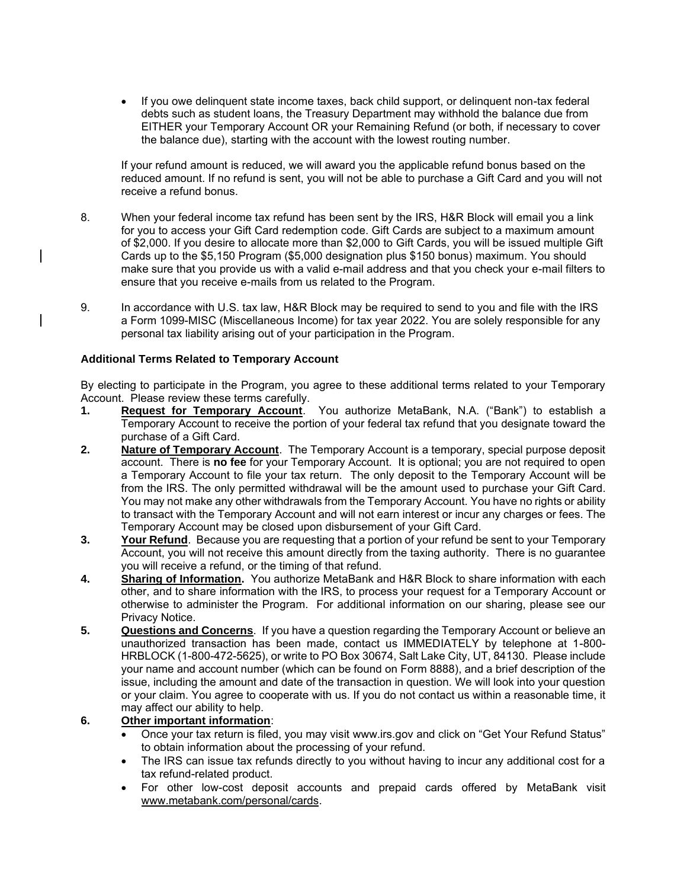- If you owe delinquent state income taxes, back child support, or delinquent non-tax federal debts such as student loans, the Treasury Department may withhold the balance due from EITHER your Temporary Account OR your Remaining Refund (or both, if necessary to cover the balance due), starting with the account with the lowest routing number.

  If your refund amount is reduced, we will award you the applicable refund bonus based on the reduced amount. If no refund is sent, you will not be able to purchase a Gift Card and you will not receive a refund bonus.

8. When your federal income tax refund has been sent by the IRS, H&R Block will email you a link for you to access your Gift Card redemption code. Gift Cards are subject to a maximum amount of $2,000. If you desire to allocate more than $2,000 to Gift Cards, you will be issued multiple Gift Cards up to the $5,150 Program ($5,000 designation plus $150 bonus) maximum. You should make sure that you provide us with a valid e-mail address and that you check your e-mail filters to ensure that you receive e-mails from us related to the Program.

9. In accordance with U.S. tax law, H&R Block may be required to send to you and file with the IRS a Form 1099-MISC (Miscellaneous Income) for tax year 2022. You are solely responsible for any personal tax liability arising out of your participation in the Program.

### Additional Terms Related to Temporary Account

By electing to participate in the Program, you agree to these additional terms related to your Temporary Account. Please review these terms carefully.

1. **Request for Temporary Account**. You authorize MetaBank, N.A. ("Bank") to establish a Temporary Account to receive the portion of your federal tax refund that you designate toward the purchase of a Gift Card.
2. **Nature of Temporary Account**. The Temporary Account is a temporary, special purpose deposit account. There is **no fee** for your Temporary Account. It is optional; you are not required to open a Temporary Account to file your tax return. The only deposit to the Temporary Account will be from the IRS. The only permitted withdrawal will be the amount used to purchase your Gift Card. You may not make any other withdrawals from the Temporary Account. You have no rights or ability to transact with the Temporary Account and will not earn interest or incur any charges or fees. The Temporary Account may be closed upon disbursement of your Gift Card.
3. **Your Refund**. Because you are requesting that a portion of your refund be sent to your Temporary Account, you will not receive this amount directly from the taxing authority. There is no guarantee you will receive a refund, or the timing of that refund.
4. **Sharing of Information.** You authorize MetaBank and H&R Block to share information with each other, and to share information with the IRS, to process your request for a Temporary Account or otherwise to administer the Program. For additional information on our sharing, please see our Privacy Notice.
5. **Questions and Concerns**. If you have a question regarding the Temporary Account or believe an unauthorized transaction has been made, contact us IMMEDIATELY by telephone at 1-800-HRBLOCK (1-800-472-5625), or write to PO Box 30674, Salt Lake City, UT, 84130. Please include your name and account number (which can be found on Form 8888), and a brief description of the issue, including the amount and date of the transaction in question. We will look into your question or your claim. You agree to cooperate with us. If you do not contact us within a reasonable time, it may affect our ability to help.
6. **Other important information**:
   - Once your tax return is filed, you may visit www.irs.gov and click on "Get Your Refund Status" to obtain information about the processing of your refund.
   - The IRS can issue tax refunds directly to you without having to incur any additional cost for a tax refund-related product.
   - For other low-cost deposit accounts and prepaid cards offered by MetaBank visit www.metabank.com/personal/cards.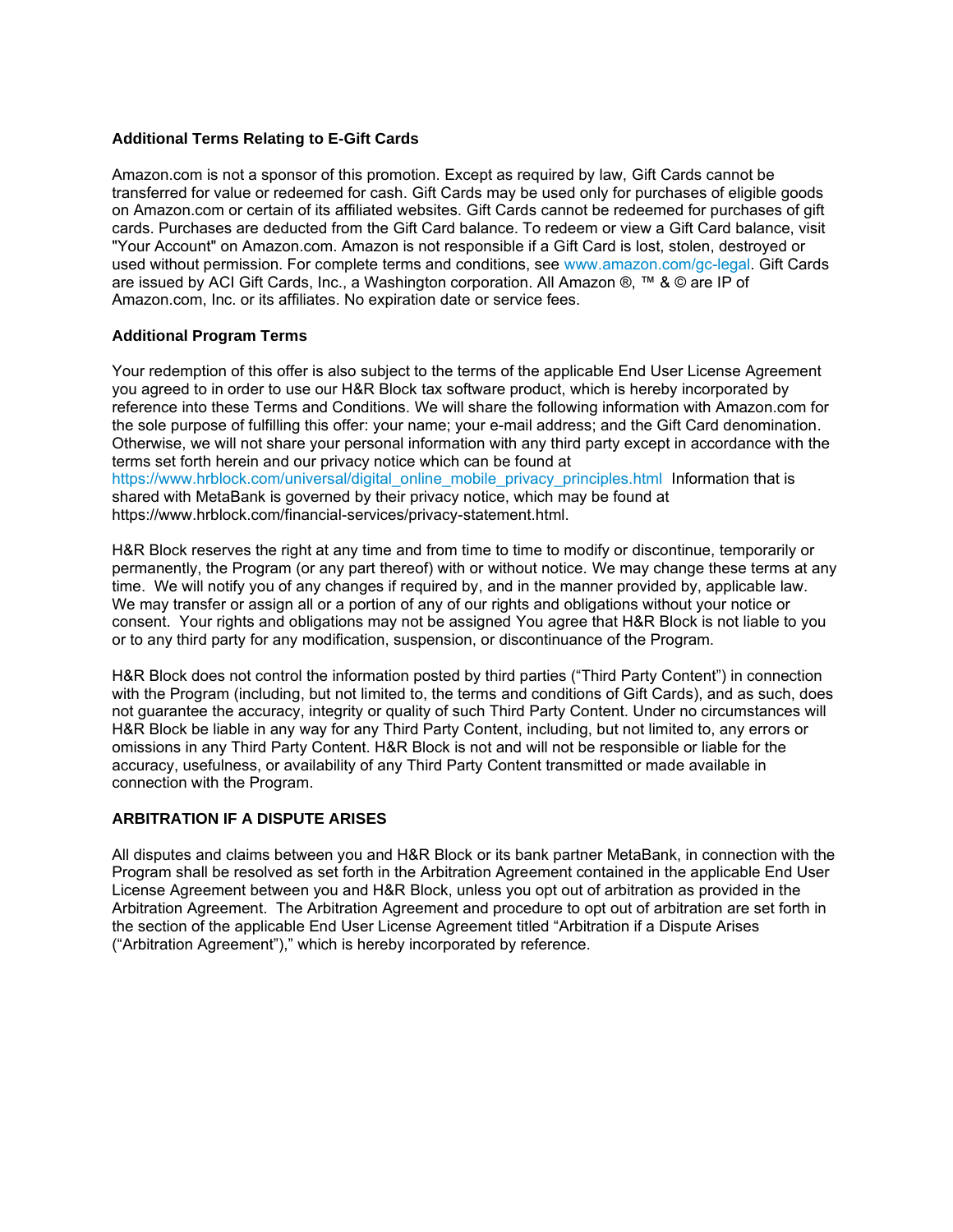**Additional Terms Relating to E-Gift Cards**

Amazon.com is not a sponsor of this promotion. Except as required by law, Gift Cards cannot be transferred for value or redeemed for cash. Gift Cards may be used only for purchases of eligible goods on Amazon.com or certain of its affiliated websites. Gift Cards cannot be redeemed for purchases of gift cards. Purchases are deducted from the Gift Card balance. To redeem or view a Gift Card balance, visit "Your Account" on Amazon.com. Amazon is not responsible if a Gift Card is lost, stolen, destroyed or used without permission. For complete terms and conditions, see www.amazon.com/gc-legal. Gift Cards are issued by ACI Gift Cards, Inc., a Washington corporation. All Amazon ®, ™ & © are IP of Amazon.com, Inc. or its affiliates. No expiration date or service fees.

**Additional Program Terms**

Your redemption of this offer is also subject to the terms of the applicable End User License Agreement you agreed to in order to use our H&R Block tax software product, which is hereby incorporated by reference into these Terms and Conditions. We will share the following information with Amazon.com for the sole purpose of fulfilling this offer: your name; your e-mail address; and the Gift Card denomination. Otherwise, we will not share your personal information with any third party except in accordance with the terms set forth herein and our privacy notice which can be found at https://www.hrblock.com/universal/digital_online_mobile_privacy_principles.html Information that is shared with MetaBank is governed by their privacy notice, which may be found at https://www.hrblock.com/financial-services/privacy-statement.html.

H&R Block reserves the right at any time and from time to time to modify or discontinue, temporarily or permanently, the Program (or any part thereof) with or without notice. We may change these terms at any time. We will notify you of any changes if required by, and in the manner provided by, applicable law. We may transfer or assign all or a portion of any of our rights and obligations without your notice or consent. Your rights and obligations may not be assigned You agree that H&R Block is not liable to you or to any third party for any modification, suspension, or discontinuance of the Program.

H&R Block does not control the information posted by third parties ("Third Party Content") in connection with the Program (including, but not limited to, the terms and conditions of Gift Cards), and as such, does not guarantee the accuracy, integrity or quality of such Third Party Content. Under no circumstances will H&R Block be liable in any way for any Third Party Content, including, but not limited to, any errors or omissions in any Third Party Content. H&R Block is not and will not be responsible or liable for the accuracy, usefulness, or availability of any Third Party Content transmitted or made available in connection with the Program.

**ARBITRATION IF A DISPUTE ARISES**

All disputes and claims between you and H&R Block or its bank partner MetaBank, in connection with the Program shall be resolved as set forth in the Arbitration Agreement contained in the applicable End User License Agreement between you and H&R Block, unless you opt out of arbitration as provided in the Arbitration Agreement. The Arbitration Agreement and procedure to opt out of arbitration are set forth in the section of the applicable End User License Agreement titled "Arbitration if a Dispute Arises ("Arbitration Agreement")," which is hereby incorporated by reference.